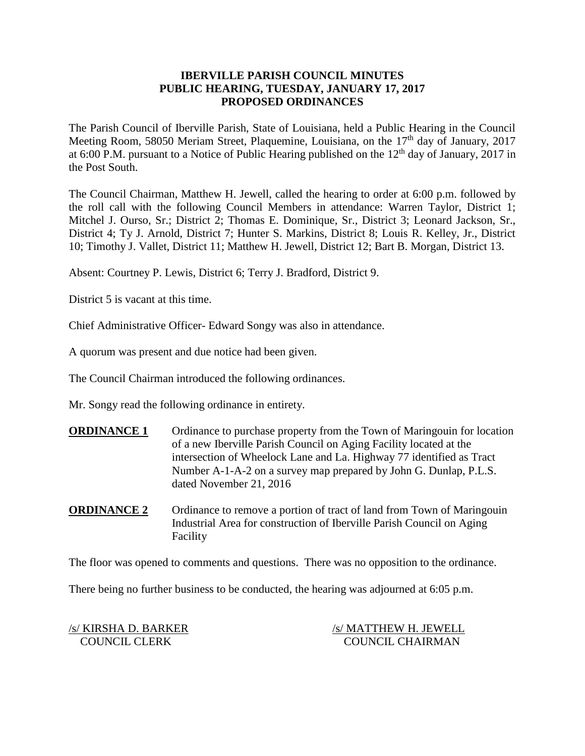# IBERVILLE PARISH COUNCIL MINUTES
## PUBLIC HEARING, TUESDAY, JANUARY 17, 2017
## PROPOSED ORDINANCES

The Parish Council of Iberville Parish, State of Louisiana, held a Public Hearing in the Council Meeting Room, 58050 Meriam Street, Plaquemine, Louisiana, on the 17th day of January, 2017 at 6:00 P.M. pursuant to a Notice of Public Hearing published on the 12th day of January, 2017 in the Post South.

The Council Chairman, Matthew H. Jewell, called the hearing to order at 6:00 p.m. followed by the roll call with the following Council Members in attendance: Warren Taylor, District 1; Mitchel J. Ourso, Sr.; District 2; Thomas E. Dominique, Sr., District 3; Leonard Jackson, Sr., District 4; Ty J. Arnold, District 7; Hunter S. Markins, District 8; Louis R. Kelley, Jr., District 10; Timothy J. Vallet, District 11; Matthew H. Jewell, District 12; Bart B. Morgan, District 13.

Absent: Courtney P. Lewis, District 6; Terry J. Bradford, District 9.

District 5 is vacant at this time.

Chief Administrative Officer- Edward Songy was also in attendance.

A quorum was present and due notice had been given.

The Council Chairman introduced the following ordinances.

Mr. Songy read the following ordinance in entirety.

**ORDINANCE 1** Ordinance to purchase property from the Town of Maringouin for location of a new Iberville Parish Council on Aging Facility located at the intersection of Wheelock Lane and La. Highway 77 identified as Tract Number A-1-A-2 on a survey map prepared by John G. Dunlap, P.L.S. dated November 21, 2016

**ORDINANCE 2** Ordinance to remove a portion of tract of land from Town of Maringouin Industrial Area for construction of Iberville Parish Council on Aging Facility

The floor was opened to comments and questions. There was no opposition to the ordinance.

There being no further business to be conducted, the hearing was adjourned at 6:05 p.m.

/s/ KIRSHA D. BARKER
COUNCIL CLERK

/s/ MATTHEW H. JEWELL
COUNCIL CHAIRMAN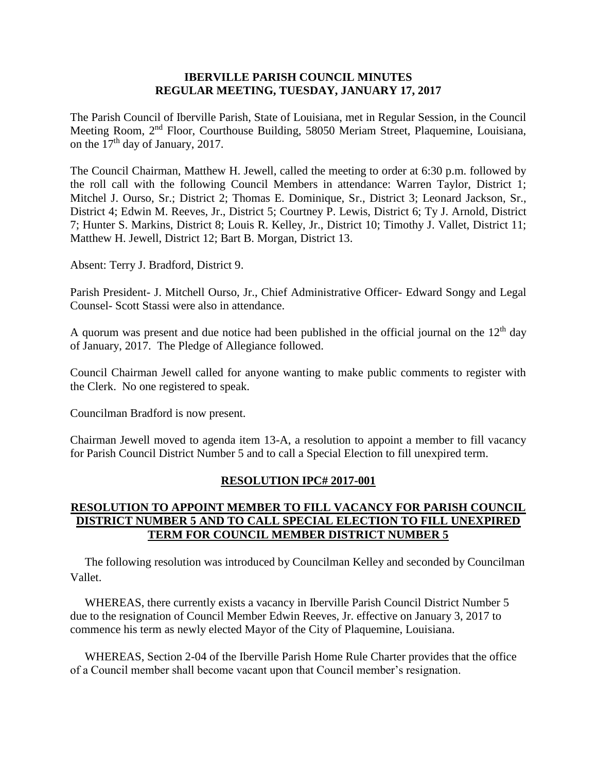**IBERVILLE PARISH COUNCIL MINUTES**
**REGULAR MEETING, TUESDAY, JANUARY 17, 2017**

The Parish Council of Iberville Parish, State of Louisiana, met in Regular Session, in the Council Meeting Room, 2nd Floor, Courthouse Building, 58050 Meriam Street, Plaquemine, Louisiana, on the 17th day of January, 2017.

The Council Chairman, Matthew H. Jewell, called the meeting to order at 6:30 p.m. followed by the roll call with the following Council Members in attendance: Warren Taylor, District 1; Mitchel J. Ourso, Sr.; District 2; Thomas E. Dominique, Sr., District 3; Leonard Jackson, Sr., District 4; Edwin M. Reeves, Jr., District 5; Courtney P. Lewis, District 6; Ty J. Arnold, District 7; Hunter S. Markins, District 8; Louis R. Kelley, Jr., District 10; Timothy J. Vallet, District 11; Matthew H. Jewell, District 12; Bart B. Morgan, District 13.

Absent: Terry J. Bradford, District 9.

Parish President- J. Mitchell Ourso, Jr., Chief Administrative Officer- Edward Songy and Legal Counsel- Scott Stassi were also in attendance.

A quorum was present and due notice had been published in the official journal on the 12th day of January, 2017. The Pledge of Allegiance followed.

Council Chairman Jewell called for anyone wanting to make public comments to register with the Clerk. No one registered to speak.

Councilman Bradford is now present.

Chairman Jewell moved to agenda item 13-A, a resolution to appoint a member to fill vacancy for Parish Council District Number 5 and to call a Special Election to fill unexpired term.

**RESOLUTION IPC# 2017-001**

**RESOLUTION TO APPOINT MEMBER TO FILL VACANCY FOR PARISH COUNCIL DISTRICT NUMBER 5 AND TO CALL SPECIAL ELECTION TO FILL UNEXPIRED TERM FOR COUNCIL MEMBER DISTRICT NUMBER 5**

The following resolution was introduced by Councilman Kelley and seconded by Councilman Vallet.

WHEREAS, there currently exists a vacancy in Iberville Parish Council District Number 5 due to the resignation of Council Member Edwin Reeves, Jr. effective on January 3, 2017 to commence his term as newly elected Mayor of the City of Plaquemine, Louisiana.

WHEREAS, Section 2-04 of the Iberville Parish Home Rule Charter provides that the office of a Council member shall become vacant upon that Council member's resignation.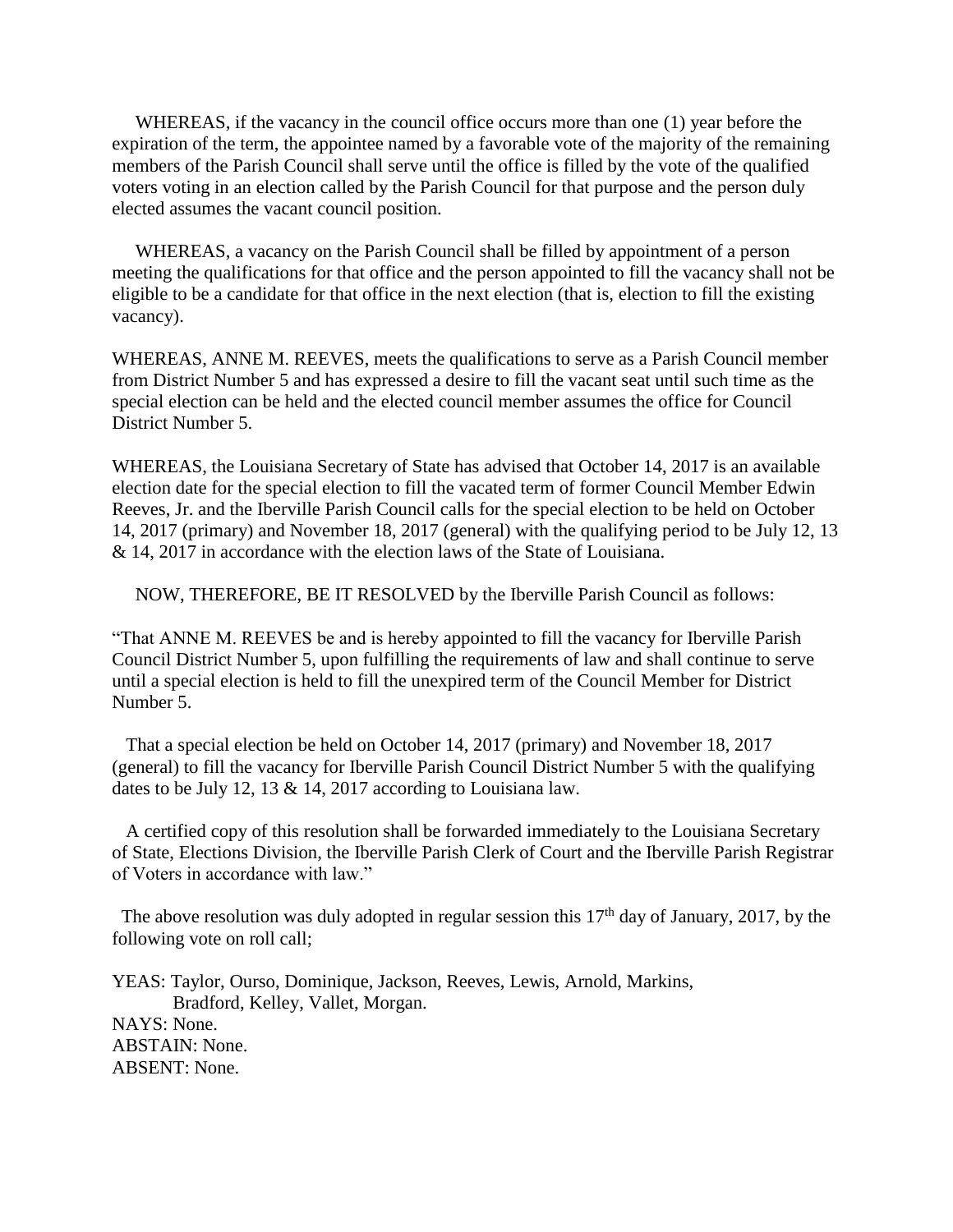WHEREAS, if the vacancy in the council office occurs more than one (1) year before the expiration of the term, the appointee named by a favorable vote of the majority of the remaining members of the Parish Council shall serve until the office is filled by the vote of the qualified voters voting in an election called by the Parish Council for that purpose and the person duly elected assumes the vacant council position.

WHEREAS, a vacancy on the Parish Council shall be filled by appointment of a person meeting the qualifications for that office and the person appointed to fill the vacancy shall not be eligible to be a candidate for that office in the next election (that is, election to fill the existing vacancy).

WHEREAS, ANNE M. REEVES, meets the qualifications to serve as a Parish Council member from District Number 5 and has expressed a desire to fill the vacant seat until such time as the special election can be held and the elected council member assumes the office for Council District Number 5.

WHEREAS, the Louisiana Secretary of State has advised that October 14, 2017 is an available election date for the special election to fill the vacated term of former Council Member Edwin Reeves, Jr. and the Iberville Parish Council calls for the special election to be held on October 14, 2017 (primary) and November 18, 2017 (general) with the qualifying period to be July 12, 13 & 14, 2017 in accordance with the election laws of the State of Louisiana.

NOW, THEREFORE, BE IT RESOLVED by the Iberville Parish Council as follows:

"That ANNE M. REEVES be and is hereby appointed to fill the vacancy for Iberville Parish Council District Number 5, upon fulfilling the requirements of law and shall continue to serve until a special election is held to fill the unexpired term of the Council Member for District Number 5.

That a special election be held on October 14, 2017 (primary) and November 18, 2017 (general) to fill the vacancy for Iberville Parish Council District Number 5 with the qualifying dates to be July 12, 13 & 14, 2017 according to Louisiana law.

A certified copy of this resolution shall be forwarded immediately to the Louisiana Secretary of State, Elections Division, the Iberville Parish Clerk of Court and the Iberville Parish Registrar of Voters in accordance with law."

The above resolution was duly adopted in regular session this 17th day of January, 2017, by the following vote on roll call;

YEAS: Taylor, Ourso, Dominique, Jackson, Reeves, Lewis, Arnold, Markins, Bradford, Kelley, Vallet, Morgan.
NAYS: None.
ABSTAIN: None.
ABSENT: None.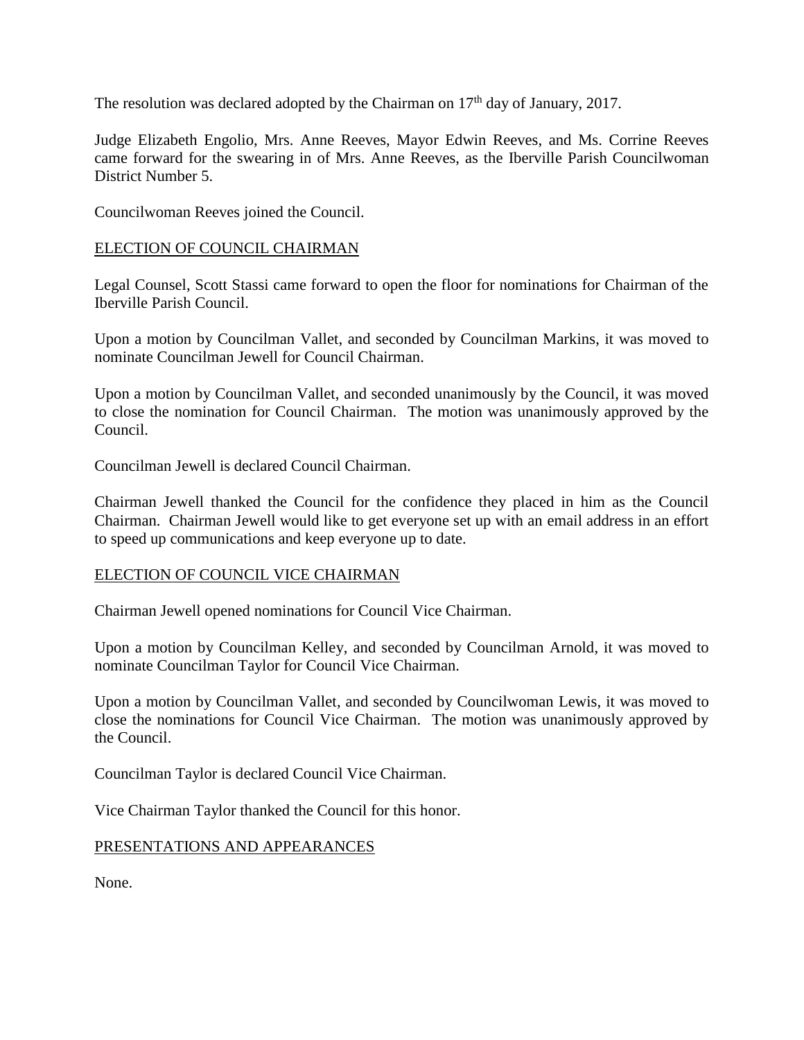The resolution was declared adopted by the Chairman on 17th day of January, 2017.

Judge Elizabeth Engolio, Mrs. Anne Reeves, Mayor Edwin Reeves, and Ms. Corrine Reeves came forward for the swearing in of Mrs. Anne Reeves, as the Iberville Parish Councilwoman District Number 5.

Councilwoman Reeves joined the Council.

## ELECTION OF COUNCIL CHAIRMAN

Legal Counsel, Scott Stassi came forward to open the floor for nominations for Chairman of the Iberville Parish Council.

Upon a motion by Councilman Vallet, and seconded by Councilman Markins, it was moved to nominate Councilman Jewell for Council Chairman.

Upon a motion by Councilman Vallet, and seconded unanimously by the Council, it was moved to close the nomination for Council Chairman. The motion was unanimously approved by the Council.

Councilman Jewell is declared Council Chairman.

Chairman Jewell thanked the Council for the confidence they placed in him as the Council Chairman. Chairman Jewell would like to get everyone set up with an email address in an effort to speed up communications and keep everyone up to date.

## ELECTION OF COUNCIL VICE CHAIRMAN

Chairman Jewell opened nominations for Council Vice Chairman.

Upon a motion by Councilman Kelley, and seconded by Councilman Arnold, it was moved to nominate Councilman Taylor for Council Vice Chairman.

Upon a motion by Councilman Vallet, and seconded by Councilwoman Lewis, it was moved to close the nominations for Council Vice Chairman. The motion was unanimously approved by the Council.

Councilman Taylor is declared Council Vice Chairman.

Vice Chairman Taylor thanked the Council for this honor.

## PRESENTATIONS AND APPEARANCES

None.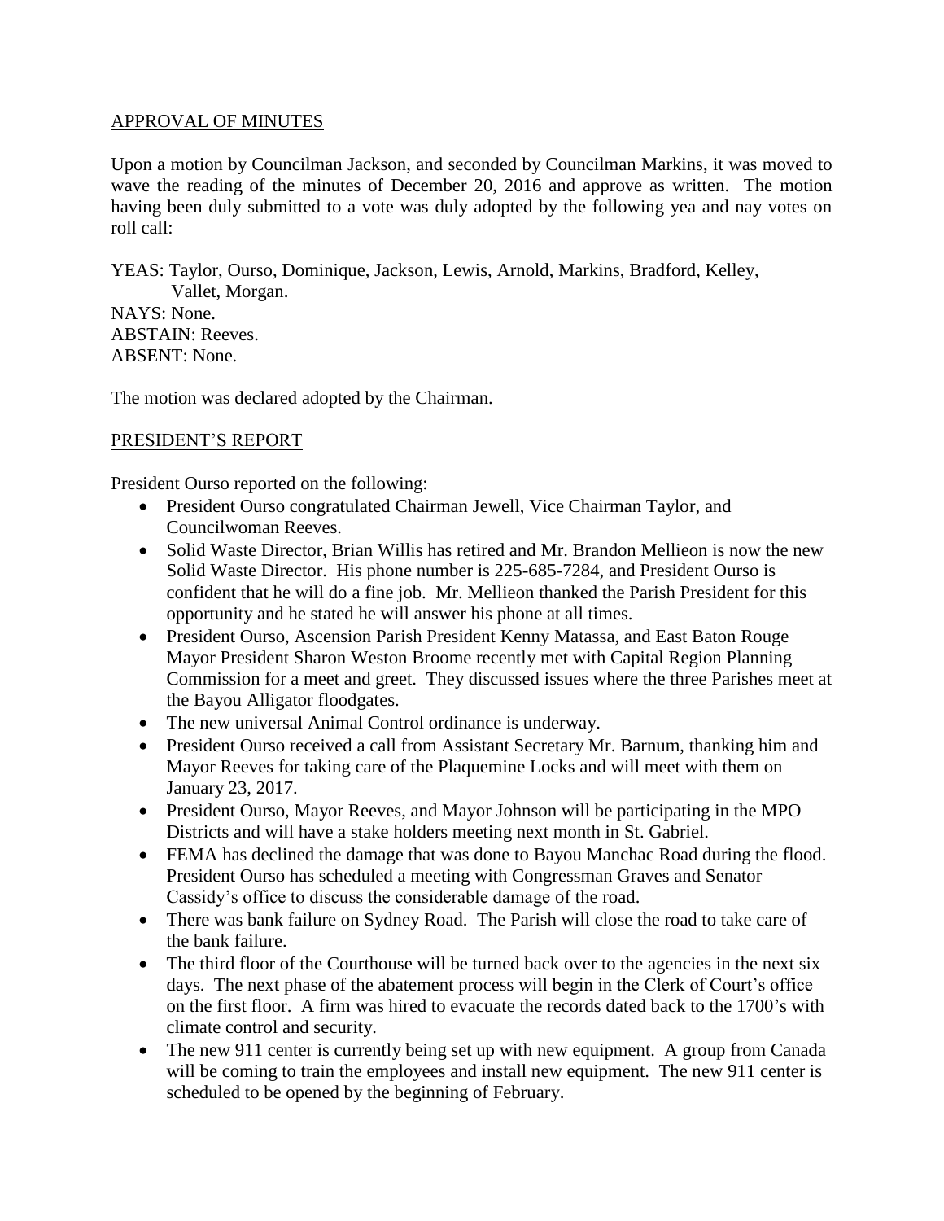APPROVAL OF MINUTES

Upon a motion by Councilman Jackson, and seconded by Councilman Markins, it was moved to wave the reading of the minutes of December 20, 2016 and approve as written. The motion having been duly submitted to a vote was duly adopted by the following yea and nay votes on roll call:

YEAS: Taylor, Ourso, Dominique, Jackson, Lewis, Arnold, Markins, Bradford, Kelley, Vallet, Morgan.
NAYS: None.
ABSTAIN: Reeves.
ABSENT: None.

The motion was declared adopted by the Chairman.

PRESIDENT'S REPORT

President Ourso reported on the following:

- President Ourso congratulated Chairman Jewell, Vice Chairman Taylor, and Councilwoman Reeves.
- Solid Waste Director, Brian Willis has retired and Mr. Brandon Mellieon is now the new Solid Waste Director. His phone number is 225-685-7284, and President Ourso is confident that he will do a fine job. Mr. Mellieon thanked the Parish President for this opportunity and he stated he will answer his phone at all times.
- President Ourso, Ascension Parish President Kenny Matassa, and East Baton Rouge Mayor President Sharon Weston Broome recently met with Capital Region Planning Commission for a meet and greet. They discussed issues where the three Parishes meet at the Bayou Alligator floodgates.
- The new universal Animal Control ordinance is underway.
- President Ourso received a call from Assistant Secretary Mr. Barnum, thanking him and Mayor Reeves for taking care of the Plaquemine Locks and will meet with them on January 23, 2017.
- President Ourso, Mayor Reeves, and Mayor Johnson will be participating in the MPO Districts and will have a stake holders meeting next month in St. Gabriel.
- FEMA has declined the damage that was done to Bayou Manchac Road during the flood. President Ourso has scheduled a meeting with Congressman Graves and Senator Cassidy's office to discuss the considerable damage of the road.
- There was bank failure on Sydney Road. The Parish will close the road to take care of the bank failure.
- The third floor of the Courthouse will be turned back over to the agencies in the next six days. The next phase of the abatement process will begin in the Clerk of Court's office on the first floor. A firm was hired to evacuate the records dated back to the 1700's with climate control and security.
- The new 911 center is currently being set up with new equipment. A group from Canada will be coming to train the employees and install new equipment. The new 911 center is scheduled to be opened by the beginning of February.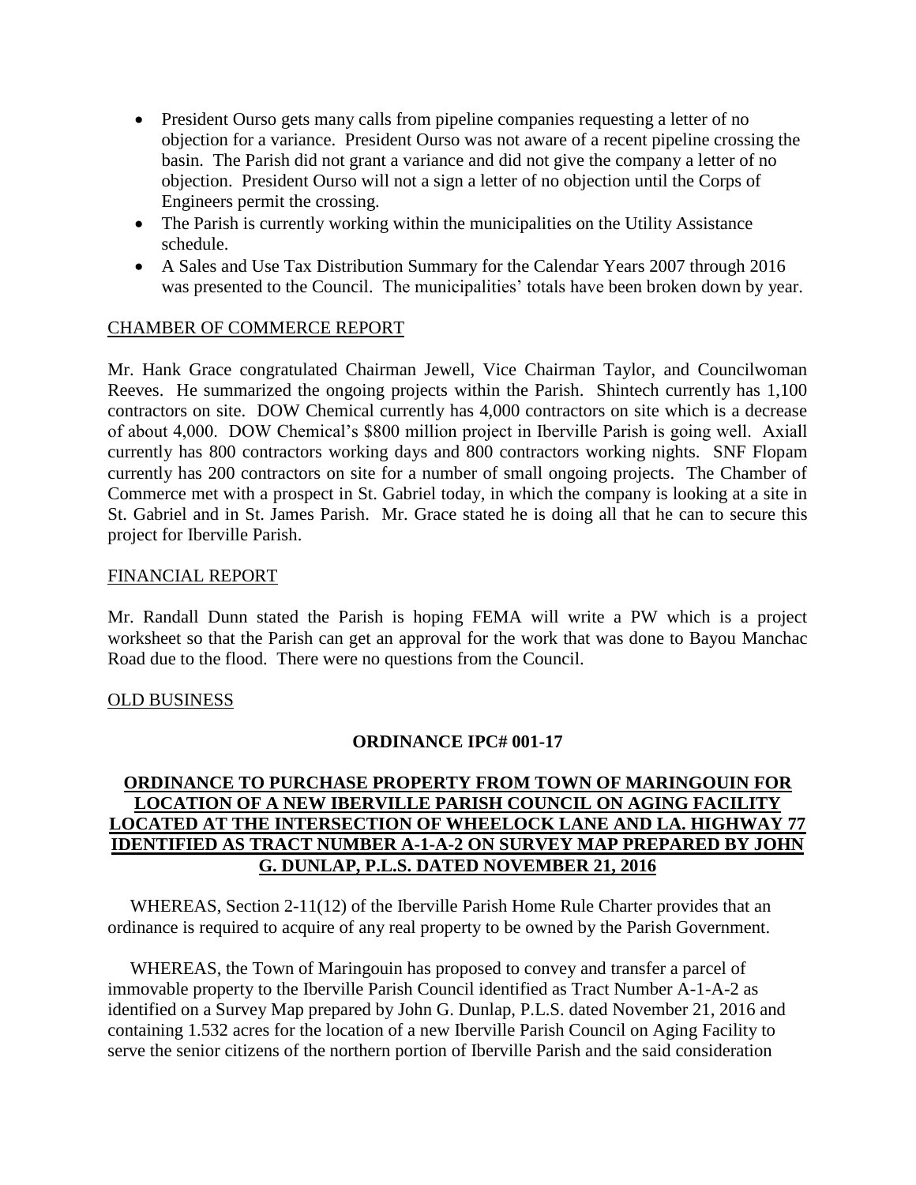- President Ourso gets many calls from pipeline companies requesting a letter of no objection for a variance. President Ourso was not aware of a recent pipeline crossing the basin. The Parish did not grant a variance and did not give the company a letter of no objection. President Ourso will not a sign a letter of no objection until the Corps of Engineers permit the crossing.
- The Parish is currently working within the municipalities on the Utility Assistance schedule.
- A Sales and Use Tax Distribution Summary for the Calendar Years 2007 through 2016 was presented to the Council. The municipalities' totals have been broken down by year.

CHAMBER OF COMMERCE REPORT

Mr. Hank Grace congratulated Chairman Jewell, Vice Chairman Taylor, and Councilwoman Reeves. He summarized the ongoing projects within the Parish. Shintech currently has 1,100 contractors on site. DOW Chemical currently has 4,000 contractors on site which is a decrease of about 4,000. DOW Chemical's $800 million project in Iberville Parish is going well. Axiall currently has 800 contractors working days and 800 contractors working nights. SNF Flopam currently has 200 contractors on site for a number of small ongoing projects. The Chamber of Commerce met with a prospect in St. Gabriel today, in which the company is looking at a site in St. Gabriel and in St. James Parish. Mr. Grace stated he is doing all that he can to secure this project for Iberville Parish.

FINANCIAL REPORT

Mr. Randall Dunn stated the Parish is hoping FEMA will write a PW which is a project worksheet so that the Parish can get an approval for the work that was done to Bayou Manchac Road due to the flood. There were no questions from the Council.

OLD BUSINESS

**ORDINANCE IPC# 001-17**

**ORDINANCE TO PURCHASE PROPERTY FROM TOWN OF MARINGOUIN FOR LOCATION OF A NEW IBERVILLE PARISH COUNCIL ON AGING FACILITY LOCATED AT THE INTERSECTION OF WHEELOCK LANE AND LA. HIGHWAY 77 IDENTIFIED AS TRACT NUMBER A-1-A-2 ON SURVEY MAP PREPARED BY JOHN G. DUNLAP, P.L.S. DATED NOVEMBER 21, 2016**

WHEREAS, Section 2-11(12) of the Iberville Parish Home Rule Charter provides that an ordinance is required to acquire of any real property to be owned by the Parish Government.

WHEREAS, the Town of Maringouin has proposed to convey and transfer a parcel of immovable property to the Iberville Parish Council identified as Tract Number A-1-A-2 as identified on a Survey Map prepared by John G. Dunlap, P.L.S. dated November 21, 2016 and containing 1.532 acres for the location of a new Iberville Parish Council on Aging Facility to serve the senior citizens of the northern portion of Iberville Parish and the said consideration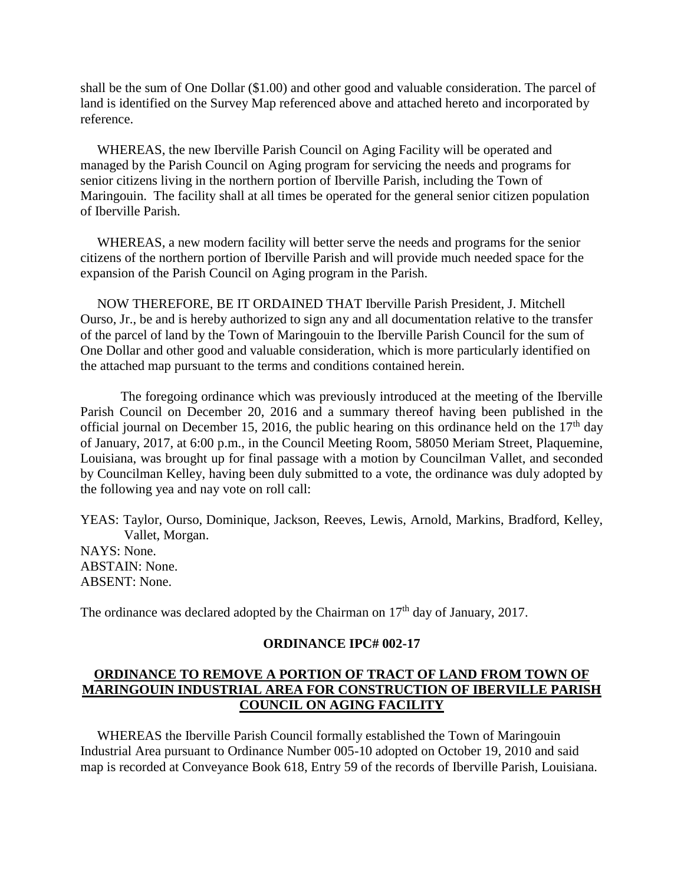shall be the sum of One Dollar ($1.00) and other good and valuable consideration. The parcel of land is identified on the Survey Map referenced above and attached hereto and incorporated by reference.

WHEREAS, the new Iberville Parish Council on Aging Facility will be operated and managed by the Parish Council on Aging program for servicing the needs and programs for senior citizens living in the northern portion of Iberville Parish, including the Town of Maringouin. The facility shall at all times be operated for the general senior citizen population of Iberville Parish.

WHEREAS, a new modern facility will better serve the needs and programs for the senior citizens of the northern portion of Iberville Parish and will provide much needed space for the expansion of the Parish Council on Aging program in the Parish.

NOW THEREFORE, BE IT ORDAINED THAT Iberville Parish President, J. Mitchell Ourso, Jr., be and is hereby authorized to sign any and all documentation relative to the transfer of the parcel of land by the Town of Maringouin to the Iberville Parish Council for the sum of One Dollar and other good and valuable consideration, which is more particularly identified on the attached map pursuant to the terms and conditions contained herein.

The foregoing ordinance which was previously introduced at the meeting of the Iberville Parish Council on December 20, 2016 and a summary thereof having been published in the official journal on December 15, 2016, the public hearing on this ordinance held on the 17th day of January, 2017, at 6:00 p.m., in the Council Meeting Room, 58050 Meriam Street, Plaquemine, Louisiana, was brought up for final passage with a motion by Councilman Vallet, and seconded by Councilman Kelley, having been duly submitted to a vote, the ordinance was duly adopted by the following yea and nay vote on roll call:

YEAS: Taylor, Ourso, Dominique, Jackson, Reeves, Lewis, Arnold, Markins, Bradford, Kelley, Vallet, Morgan.
NAYS: None.
ABSTAIN: None.
ABSENT: None.

The ordinance was declared adopted by the Chairman on 17th day of January, 2017.

**ORDINANCE IPC# 002-17**

**ORDINANCE TO REMOVE A PORTION OF TRACT OF LAND FROM TOWN OF MARINGOUIN INDUSTRIAL AREA FOR CONSTRUCTION OF IBERVILLE PARISH COUNCIL ON AGING FACILITY**

WHEREAS the Iberville Parish Council formally established the Town of Maringouin Industrial Area pursuant to Ordinance Number 005-10 adopted on October 19, 2010 and said map is recorded at Conveyance Book 618, Entry 59 of the records of Iberville Parish, Louisiana.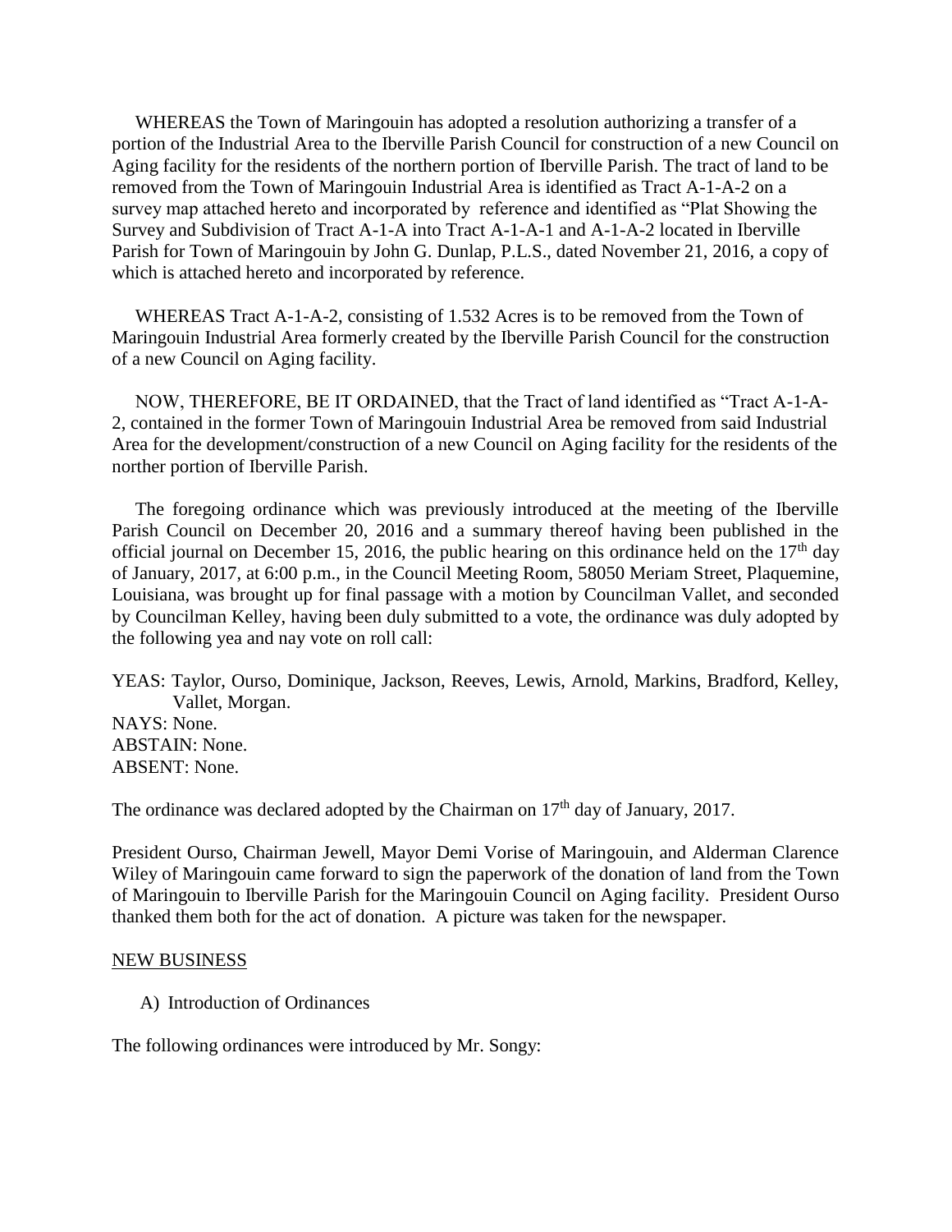WHEREAS the Town of Maringouin has adopted a resolution authorizing a transfer of a portion of the Industrial Area to the Iberville Parish Council for construction of a new Council on Aging facility for the residents of the northern portion of Iberville Parish. The tract of land to be removed from the Town of Maringouin Industrial Area is identified as Tract A-1-A-2 on a survey map attached hereto and incorporated by reference and identified as "Plat Showing the Survey and Subdivision of Tract A-1-A into Tract A-1-A-1 and A-1-A-2 located in Iberville Parish for Town of Maringouin by John G. Dunlap, P.L.S., dated November 21, 2016, a copy of which is attached hereto and incorporated by reference.

WHEREAS Tract A-1-A-2, consisting of 1.532 Acres is to be removed from the Town of Maringouin Industrial Area formerly created by the Iberville Parish Council for the construction of a new Council on Aging facility.

NOW, THEREFORE, BE IT ORDAINED, that the Tract of land identified as "Tract A-1-A-2, contained in the former Town of Maringouin Industrial Area be removed from said Industrial Area for the development/construction of a new Council on Aging facility for the residents of the norther portion of Iberville Parish.

The foregoing ordinance which was previously introduced at the meeting of the Iberville Parish Council on December 20, 2016 and a summary thereof having been published in the official journal on December 15, 2016, the public hearing on this ordinance held on the 17th day of January, 2017, at 6:00 p.m., in the Council Meeting Room, 58050 Meriam Street, Plaquemine, Louisiana, was brought up for final passage with a motion by Councilman Vallet, and seconded by Councilman Kelley, having been duly submitted to a vote, the ordinance was duly adopted by the following yea and nay vote on roll call:

YEAS: Taylor, Ourso, Dominique, Jackson, Reeves, Lewis, Arnold, Markins, Bradford, Kelley, Vallet, Morgan.
NAYS: None.
ABSTAIN: None.
ABSENT: None.

The ordinance was declared adopted by the Chairman on 17th day of January, 2017.

President Ourso, Chairman Jewell, Mayor Demi Vorise of Maringouin, and Alderman Clarence Wiley of Maringouin came forward to sign the paperwork of the donation of land from the Town of Maringouin to Iberville Parish for the Maringouin Council on Aging facility. President Ourso thanked them both for the act of donation. A picture was taken for the newspaper.

NEW BUSINESS

A) Introduction of Ordinances

The following ordinances were introduced by Mr. Songy: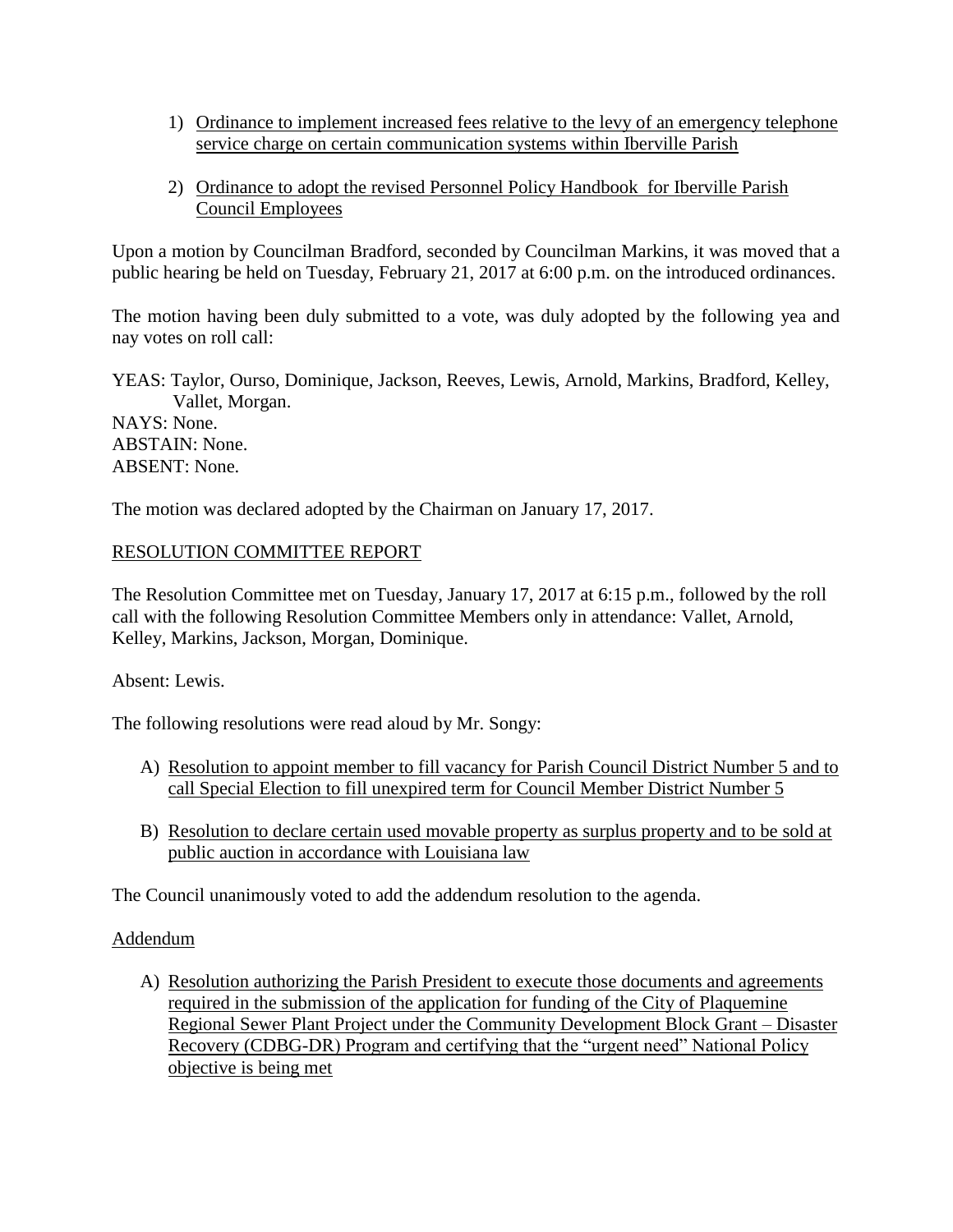1) Ordinance to implement increased fees relative to the levy of an emergency telephone service charge on certain communication systems within Iberville Parish

2) Ordinance to adopt the revised Personnel Policy Handbook for Iberville Parish Council Employees

Upon a motion by Councilman Bradford, seconded by Councilman Markins, it was moved that a public hearing be held on Tuesday, February 21, 2017 at 6:00 p.m. on the introduced ordinances.

The motion having been duly submitted to a vote, was duly adopted by the following yea and nay votes on roll call:

YEAS: Taylor, Ourso, Dominique, Jackson, Reeves, Lewis, Arnold, Markins, Bradford, Kelley, Vallet, Morgan.
NAYS: None.
ABSTAIN: None.
ABSENT: None.

The motion was declared adopted by the Chairman on January 17, 2017.

RESOLUTION COMMITTEE REPORT

The Resolution Committee met on Tuesday, January 17, 2017 at 6:15 p.m., followed by the roll call with the following Resolution Committee Members only in attendance: Vallet, Arnold, Kelley, Markins, Jackson, Morgan, Dominique.

Absent: Lewis.

The following resolutions were read aloud by Mr. Songy:

A) Resolution to appoint member to fill vacancy for Parish Council District Number 5 and to call Special Election to fill unexpired term for Council Member District Number 5

B) Resolution to declare certain used movable property as surplus property and to be sold at public auction in accordance with Louisiana law

The Council unanimously voted to add the addendum resolution to the agenda.

Addendum

A) Resolution authorizing the Parish President to execute those documents and agreements required in the submission of the application for funding of the City of Plaquemine Regional Sewer Plant Project under the Community Development Block Grant – Disaster Recovery (CDBG-DR) Program and certifying that the "urgent need" National Policy objective is being met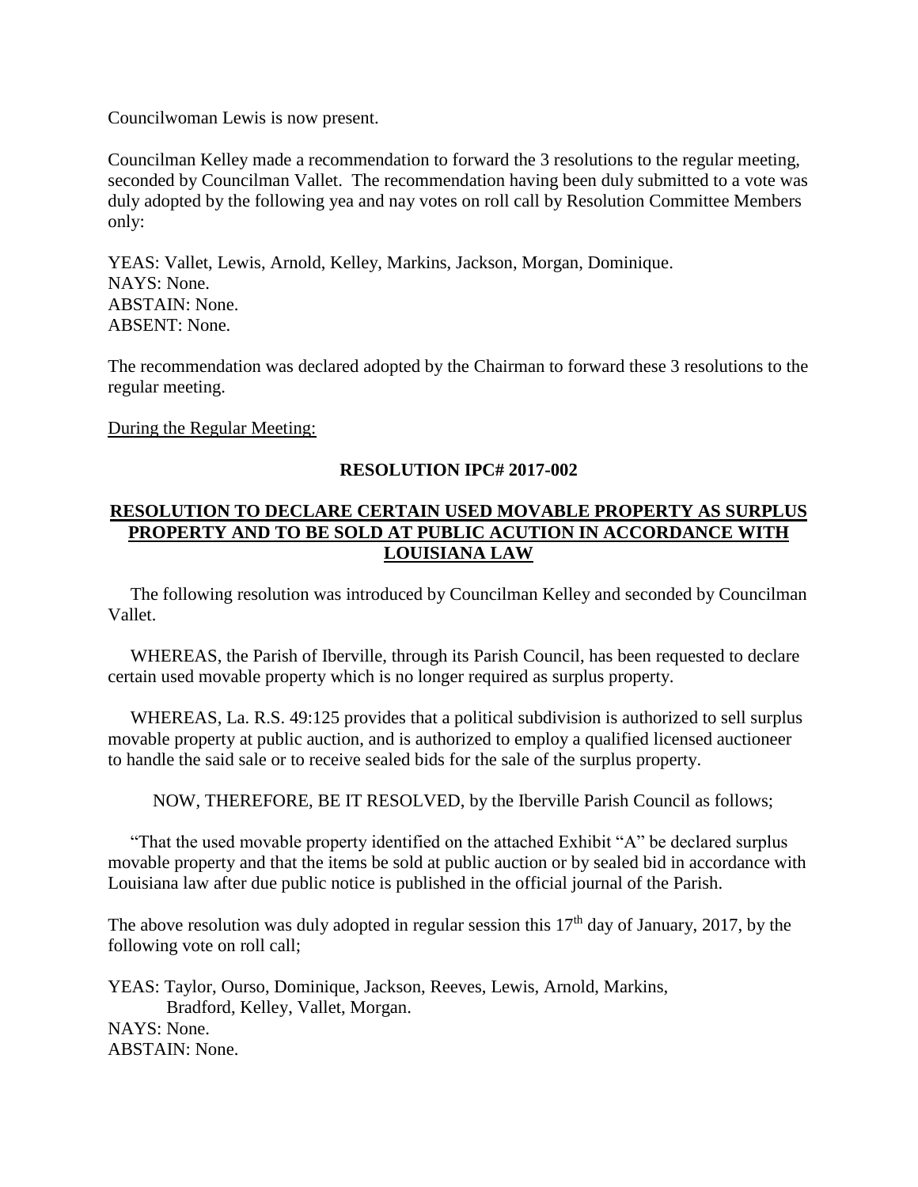Councilwoman Lewis is now present.

Councilman Kelley made a recommendation to forward the 3 resolutions to the regular meeting, seconded by Councilman Vallet. The recommendation having been duly submitted to a vote was duly adopted by the following yea and nay votes on roll call by Resolution Committee Members only:

YEAS: Vallet, Lewis, Arnold, Kelley, Markins, Jackson, Morgan, Dominique.
NAYS: None.
ABSTAIN: None.
ABSENT: None.

The recommendation was declared adopted by the Chairman to forward these 3 resolutions to the regular meeting.

<u>During the Regular Meeting:</u>

**RESOLUTION IPC# 2017-002**

**<u>RESOLUTION TO DECLARE CERTAIN USED MOVABLE PROPERTY AS SURPLUS PROPERTY AND TO BE SOLD AT PUBLIC ACUTION IN ACCORDANCE WITH LOUISIANA LAW</u>**

The following resolution was introduced by Councilman Kelley and seconded by Councilman Vallet.

WHEREAS, the Parish of Iberville, through its Parish Council, has been requested to declare certain used movable property which is no longer required as surplus property.

WHEREAS, La. R.S. 49:125 provides that a political subdivision is authorized to sell surplus movable property at public auction, and is authorized to employ a qualified licensed auctioneer to handle the said sale or to receive sealed bids for the sale of the surplus property.

NOW, THEREFORE, BE IT RESOLVED, by the Iberville Parish Council as follows;

"That the used movable property identified on the attached Exhibit "A" be declared surplus movable property and that the items be sold at public auction or by sealed bid in accordance with Louisiana law after due public notice is published in the official journal of the Parish.

The above resolution was duly adopted in regular session this 17th day of January, 2017, by the following vote on roll call;

YEAS: Taylor, Ourso, Dominique, Jackson, Reeves, Lewis, Arnold, Markins, Bradford, Kelley, Vallet, Morgan.
NAYS: None.
ABSTAIN: None.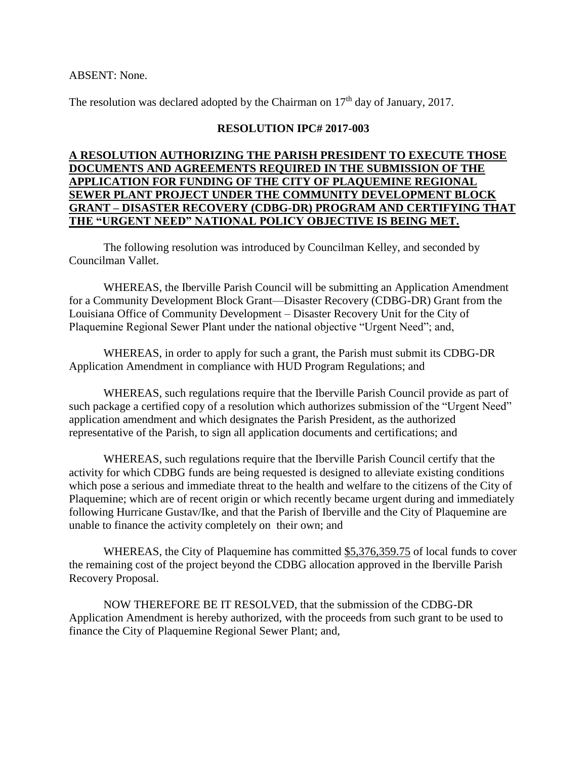ABSENT: None.

The resolution was declared adopted by the Chairman on 17th day of January, 2017.

**RESOLUTION IPC# 2017-003**

**A RESOLUTION AUTHORIZING THE PARISH PRESIDENT TO EXECUTE THOSE DOCUMENTS AND AGREEMENTS REQUIRED IN THE SUBMISSION OF THE APPLICATION FOR FUNDING OF THE CITY OF PLAQUEMINE REGIONAL SEWER PLANT PROJECT UNDER THE COMMUNITY DEVELOPMENT BLOCK GRANT – DISASTER RECOVERY (CDBG-DR) PROGRAM AND CERTIFYING THAT THE "URGENT NEED" NATIONAL POLICY OBJECTIVE IS BEING MET.**

The following resolution was introduced by Councilman Kelley, and seconded by Councilman Vallet.

WHEREAS, the Iberville Parish Council will be submitting an Application Amendment for a Community Development Block Grant—Disaster Recovery (CDBG-DR) Grant from the Louisiana Office of Community Development – Disaster Recovery Unit for the City of Plaquemine Regional Sewer Plant under the national objective "Urgent Need"; and,

WHEREAS, in order to apply for such a grant, the Parish must submit its CDBG-DR Application Amendment in compliance with HUD Program Regulations; and

WHEREAS, such regulations require that the Iberville Parish Council provide as part of such package a certified copy of a resolution which authorizes submission of the "Urgent Need" application amendment and which designates the Parish President, as the authorized representative of the Parish, to sign all application documents and certifications; and

WHEREAS, such regulations require that the Iberville Parish Council certify that the activity for which CDBG funds are being requested is designed to alleviate existing conditions which pose a serious and immediate threat to the health and welfare to the citizens of the City of Plaquemine; which are of recent origin or which recently became urgent during and immediately following Hurricane Gustav/Ike, and that the Parish of Iberville and the City of Plaquemine are unable to finance the activity completely on their own; and

WHEREAS, the City of Plaquemine has committed $5,376,359.75 of local funds to cover the remaining cost of the project beyond the CDBG allocation approved in the Iberville Parish Recovery Proposal.

NOW THEREFORE BE IT RESOLVED, that the submission of the CDBG-DR Application Amendment is hereby authorized, with the proceeds from such grant to be used to finance the City of Plaquemine Regional Sewer Plant; and,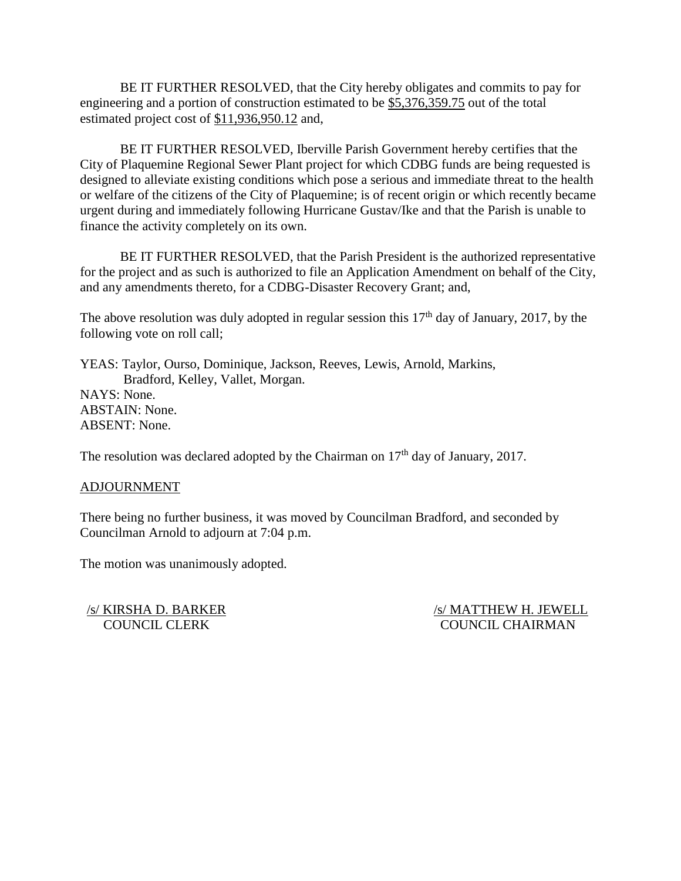BE IT FURTHER RESOLVED, that the City hereby obligates and commits to pay for engineering and a portion of construction estimated to be $5,376,359.75 out of the total estimated project cost of $11,936,950.12 and,

BE IT FURTHER RESOLVED, Iberville Parish Government hereby certifies that the City of Plaquemine Regional Sewer Plant project for which CDBG funds are being requested is designed to alleviate existing conditions which pose a serious and immediate threat to the health or welfare of the citizens of the City of Plaquemine; is of recent origin or which recently became urgent during and immediately following Hurricane Gustav/Ike and that the Parish is unable to finance the activity completely on its own.

BE IT FURTHER RESOLVED, that the Parish President is the authorized representative for the project and as such is authorized to file an Application Amendment on behalf of the City, and any amendments thereto, for a CDBG-Disaster Recovery Grant; and,

The above resolution was duly adopted in regular session this 17th day of January, 2017, by the following vote on roll call;

YEAS: Taylor, Ourso, Dominique, Jackson, Reeves, Lewis, Arnold, Markins, Bradford, Kelley, Vallet, Morgan.
NAYS: None.
ABSTAIN: None.
ABSENT: None.

The resolution was declared adopted by the Chairman on 17th day of January, 2017.

ADJOURNMENT

There being no further business, it was moved by Councilman Bradford, and seconded by Councilman Arnold to adjourn at 7:04 p.m.

The motion was unanimously adopted.

/s/ KIRSHA D. BARKER
COUNCIL CLERK

/s/ MATTHEW H. JEWELL
COUNCIL CHAIRMAN